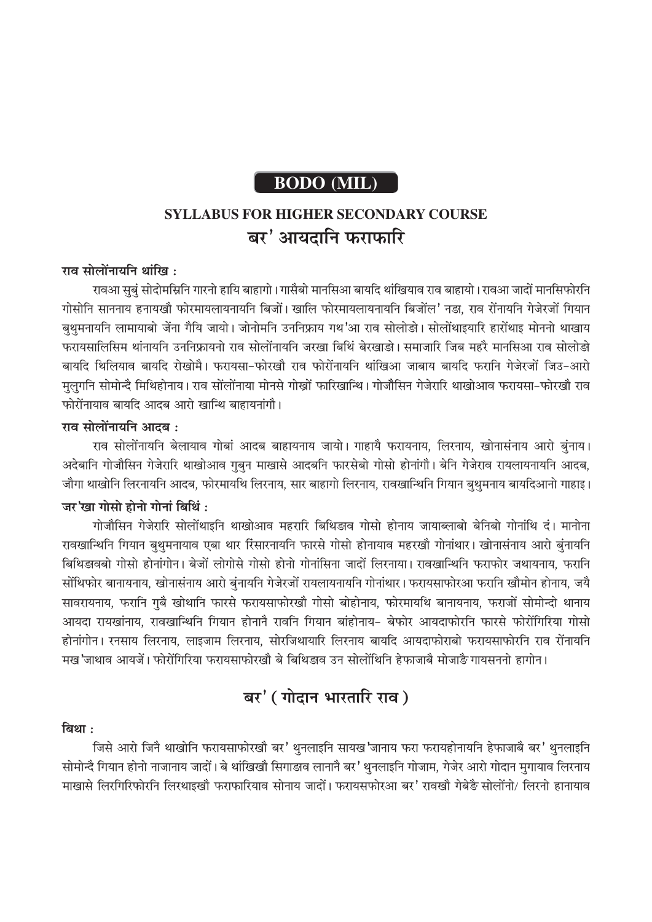# BODO (MIL)

## SYLLABUS FOR HIGHER SECONDARY COURSE

## बर' आयदानि फराफारि

**राव सोलोंनायनि थांखि :**

रावआ सुबुं सोदोमस्रिनि गारनो हायि बाहागो। गासैबो मानसिआ बायदि थांखियाव राव बाहायो। रावआ जादों मानसिफोरनि गोसोनि साननाय हनायखौ फोरमायलायनायनि बिजों। खालि फोरमायलायनायनि बिजोंल' नङा, राव रोंनायनि गेजेरजों गियान बुथुमनायनि लामायाबो जेंना गैयि जायो। जोनोमनि उननिफ्राय गथ'आ राव सोलोङो। सोलोंथाइयारि हारोंथाइ मोननो थाखाय फरायसालिसिम थांनायनि उननिफ्रायनो राव सोलोंनायनि जरखा बिथिं बेरखाङो। समाजारि जिब महरै मानसिआ राव सोलोङो बायदि थिलियाव बायदि रोखोमै। फरायसा-फोरखौ राव फोरोंनायनि थांखिआ जाबाय बायदि फरानि गेजेरजों जिउ-आरो मुलुगनि सोमोन्दै मिथिहोनाय। राव सोंलोंनाया मोनसे गोख्रों फारिखान्थि। गोजौसिन गेजेरारि थाखोआव फरायसा-फोरखौ राव फोरोंनायाव बायदि आदब आरो खान्थि बाहायनांगौ।

**राव सोलोंनायनि आदब :**

राव सोलोंनायनि बेलायाव गोबां आदब बाहायनाय जायो। गाहायै फरायनाय, लिरनाय, खोनासंनाय आरो बुंनाय। अदेबानि गोजौसिन गेजेरारि थाखोआव गुबुन माखासे आदबनि फारसेबो गोसो होनांगौ। बेनि गेजेराव रायलायनायनि आदब, जौगा थाखोनि लिरनायनि आदब, फोरमायथि लिरनाय, सार बाहागो लिरनाय, रावखान्थिनि गियान बुथुमनाय बायदिआनो गाहाइ।

**जर'खा गोसो होनो गोनां बिथिं :**

गोजौसिन गेजेरारि सोलोंथाइनि थाखोआव महरारि बिथिङाव गोसो होनाय जायाब्लाबो बेनिबो गोनांथि दं। मानोना रावखान्थिनि गियान बुथुमनायाव एबा थार रिंसारनायनि फारसे गोसो होनायाव महरखौ गोनांथार। खोनासंनाय आरो बुंनायनि बिथिङावबो गोसो होनांगोन। बेजों लोगोसे गोसो होनो गोनांसिना जादों लिरनाया। रावखान्थिनि फराफोर जथायनाय, फरानि सोंथिफोर बानायनाय, खोनासंनाय आरो बुंनायनि गेजेरजों रायलायनायनि गोनांथार। फरायसाफोरआ फरानि खौमोन होनाय, जयै सावरायनाय, फरानि गुबै खोथानि फारसे फरायसाफोरखौ गोसो बोहोनाय, फोरमायथि बानायनाय, फराजों सोमोन्दो थानाय आयदा रायखांनाय, रावखान्थिनि गियान होनानै रावनि गियान बांहोनाय- बेफोर आयदाफोरनि फारसे फोरोंगिरिया गोसो होनांगोन। रनसाय लिरनाय, लाइजाम लिरनाय, सोरजिथायारि लिरनाय बायदि आयदाफोराबो फरायसाफोरनि राव रोंनायनि मख'जाथाव आयजें। फोरोंगिरिया फरायसाफोरखौ बे बिथिङाव उन सोलोंथिनि हेफाजाबै मोजाङै गायसननो हागोन।

## बर' ( गोदान भारतारि राव )

**बिथा :**

जिसे आरो जिनै थाखोनि फरायसाफोरखौ बर' थुनलाइनि सायख'जानाय फरा फरायहोनायनि हेफाजाबै बर' थुनलाइनि सोमोन्दै गियान होनो नाजानाय जादों। बे थांखिखौ सिगाङाव लाननै बर' थुनलाइनि गोजाम, गेजेर आरो गोदान मुगायाव लिरनाय माखासे लिरगिरिफोरनि लिरथाइखौ फराफारियाव सोनाय जादों। फरायसफोरआ बर' रावखौ गेबेङै सोलोंनो/ लिरनो हानायाव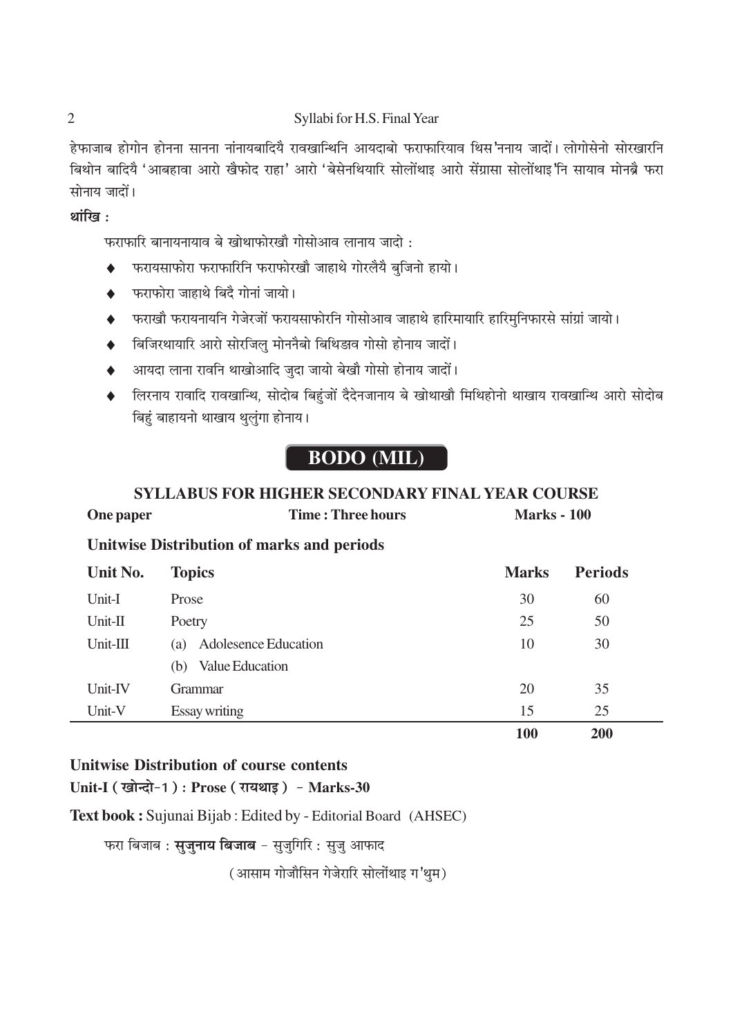हेफाजाब होगोन होनना सानना नांनायबादियै रावखान्थिनि आयदाबो फराफारियाव थिस'ननाय जादों। लोगोसेनो सोरखारनि बिथोन बादियै 'आबहावा आरो खैफोद राहा' आरो 'बेसेनथियारि सोलोंथाइ आरो सेंग्रासा सोलोंथाइ'नि सायाव मोनब्रै फरा सोनाय जादों।

**थांखि :**

फराफारि बानायनायाव बे खोथाफोरखौ गोसोआव लानाय जादो :

- फरायसाफोरा फराफारिनि फराफोरखौ जाहाथे गोरलैयै बुजिनो हायो।
- फराफोरा जाहाथे बिदै गोनां जायो।
- फराखौ फरायनायनि गेजेरजों फरायसाफोरनि गोसोआव जाहाथे हारिमायारि हारिमुनिफारसे सांग्रां जायो।
- बिजिरथायारि आरो सोरजिलु मोननैबो बिथिङाव गोसो होनाय जादों।
- आयदा लाना रावनि थाखोआदि जुदा जायो बेखौ गोसो होनाय जादों।
- लिरनाय रावादि रावखान्थि, सोदोब बिहुंजों दैदेनजानाय बे खोथाखौ मिथिहोनो थाखाय रावखान्थि आरो सोदोब बिहुं बाहायनो थाखाय थुलुंगा होनाय।

## BODO (MIL)

### SYLLABUS FOR HIGHER SECONDARY FINAL YEAR COURSE

**One paper** | **Time : Three hours** | **Marks - 100**

**Unitwise Distribution of marks and periods**

| Unit No. | Topics | Marks | Periods |
|---|---|---|---|
| Unit-I | Prose | 30 | 60 |
| Unit-II | Poetry | 25 | 50 |
| Unit-III | (a) Adolesence Education<br>(b) Value Education | 10 | 30 |
| Unit-IV | Grammar | 20 | 35 |
| Unit-V | Essay writing | 15 | 25 |
| | | **100** | **200** |

### Unitwise Distribution of course contents

**Unit-I ( खोन्दो-1 ) : Prose ( रायथाइ ) - Marks-30**

**Text book :** Sujunai Bijab : Edited by - Editorial Board (AHSEC)

फरा बिजाब : **सुजुनाय बिजाब** - सुजुगिरि : सुजु आफाद

(आसाम गोजौसिन गेजेरारि सोलोंथाइ ग'थुम)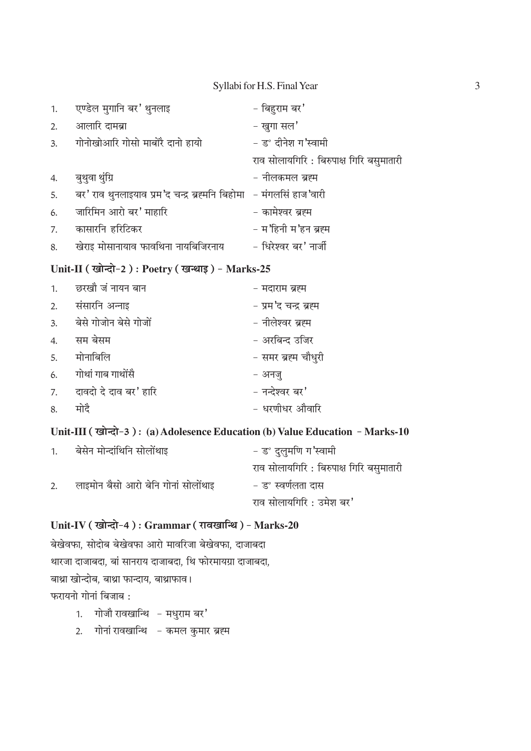1. एण्डेल मुगानि बर' थुनलाइ – बिहुराम बर'
2. आलारि दामब्रा – खुगा सल'
3. गोनोखोआरि गोसो मार्बोरै दानो हायो – ड° दीनेश ग'स्वामी
   राव सोलायगिरि : बिरुपाक्ष गिरि बसुमातारी
4. बुथुवा थुंग्रि – नीलकमल ब्रह्म
5. बर' राव थुनलाइयाव प्रम'द चन्द्र ब्रह्मनि बिहोमा – मंगलसिं हाज'वारी
6. जारिमिन आरो बर' माहारि – कामेश्वर ब्रह्म
7. कासारनि हरिटिकर – म'हिनी म'हन ब्रह्म
8. खेराइ मोसानायाव फावथिना नायबिजिरनाय – धिरेश्वर बर' नार्जी

## Unit-II ( खोन्दो-2 ) : Poetry ( खन्थाइ ) - Marks-25

1. छरखौ जं नायन बान – मदाराम ब्रह्म
2. संसारनि अन्नाइ – प्रम'द चन्द्र ब्रह्म
3. बेसे गोजोन बेसे गोजों – नीलेश्वर ब्रह्म
4. सम बेसम – अरबिन्द उजिर
5. मोनाबिलि – समर ब्रह्म चौधुरी
6. गोथां गाब गाथोंसै – अनजु
7. दावदो दे दाव बर' हारि – नन्देश्वर बर'
8. मोदै – धरणीधर औवारि

## Unit-III ( खोन्दो-3 ) : (a) Adolesence Education (b) Value Education - Marks-10

1. बेसेन मोन्दांथिनि सोलोंथाइ – ड° दुलुमणि ग'स्वामी
   राव सोलायगिरि : बिरुपाक्ष गिरि बसुमातारी
2. लाइमोन बैसो आरो बेनि गोनां सोलोंथाइ – ड° स्वर्णलता दास
   राव सोलायगिरि : उमेश बर'

## Unit-IV ( खोन्दो-4 ) : Grammar ( रावखान्थि ) - Marks-20

बेखेवफा, सोदोब बेखेवफा आरो मावरिजा बेखेवफा, दाजाबदा
थारजा दाजाबदा, बां सानराय दाजाबदा, थि फोरमायग्रा दाजाबदा,
बाथ्रा खोन्दोब, बाथ्रा फान्दाय, बाथ्राफाव।

फरायनो गोनां बिजाब :

1. गोजौ रावखान्थि – मधुराम बर'
2. गोनां रावखान्थि – कमल कुमार ब्रह्म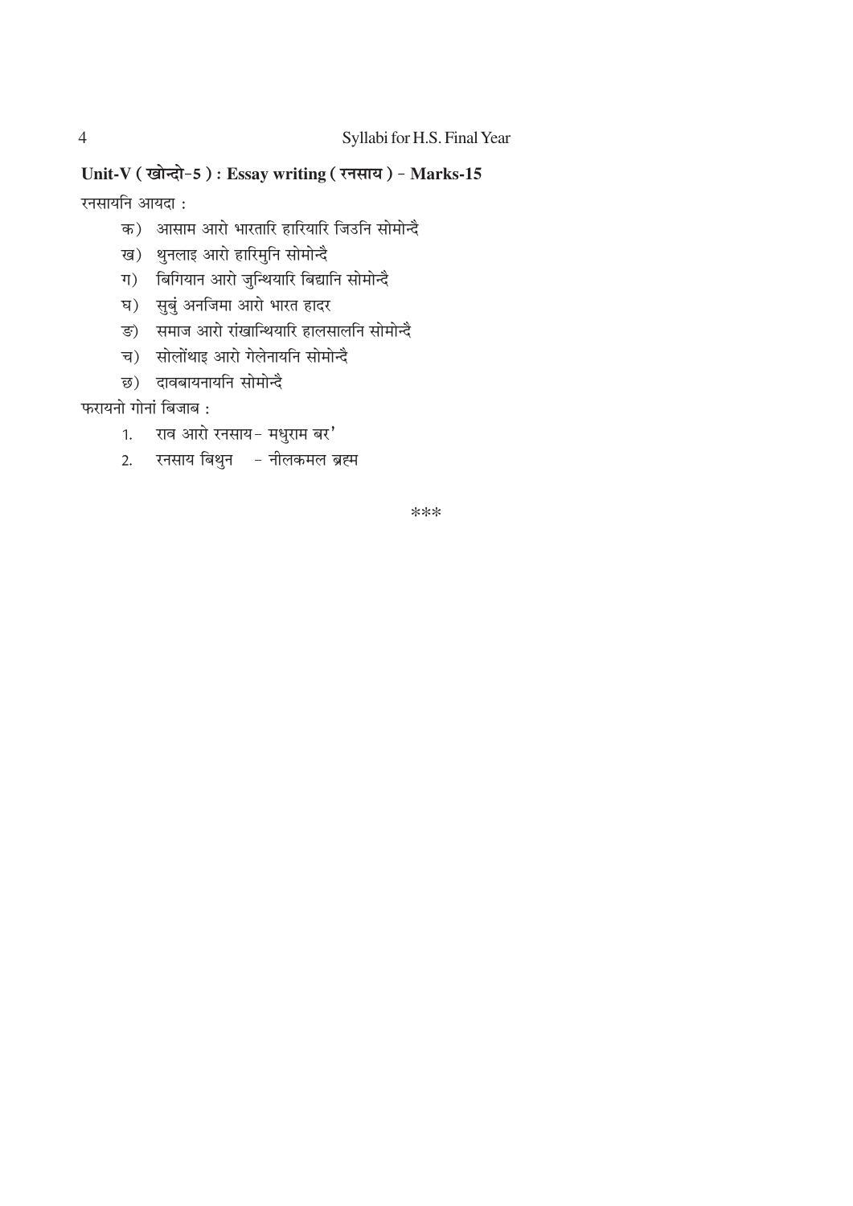## Unit-V ( खोन्दो-5 ) : Essay writing ( रनसाय ) - Marks-15

रनसायनि आयदा :

- क) आसाम आरो भारतारि हारियारि जिउनि सोमोन्दै
- ख) थुनलाइ आरो हारिमुनि सोमोन्दै
- ग) बिगियान आरो जुन्थियारि बिद्यानि सोमोन्दै
- घ) सुबुं अनजिमा आरो भारत हादर
- ङ) समाज आरो रांखान्थियारि हालसालनि सोमोन्दै
- च) सोलोंथाइ आरो गेलेनायनि सोमोन्दै
- छ) दावबायनायनि सोमोन्दै

फरायनो गोनां बिजाब :

1. राव आरो रनसाय- मधुराम बर'
2. रनसाय बिथुन - नीलकमल ब्रह्म

***